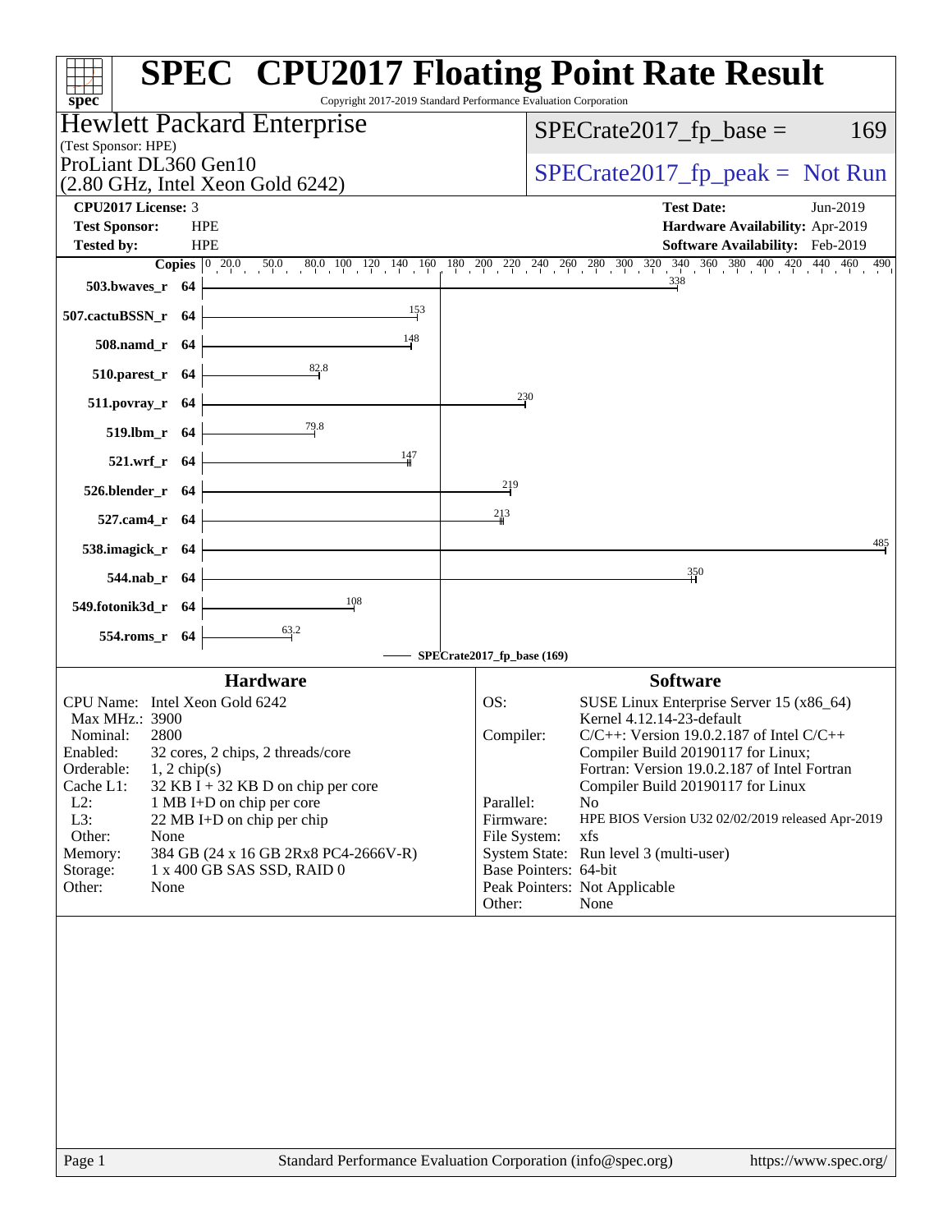# SPEC CPU2017 Floating Point Rate Result

Copyright 2017-2019 Standard Performance Evaluation Corporation

**Hewlett Packard Enterprise**
(Test Sponsor: HPE)
ProLiant DL360 Gen10
(2.80 GHz, Intel Xeon Gold 6242)

SPECrate2017_fp_base = 169

SPECrate2017_fp_peak = Not Run

**CPU2017 License:** 3
**Test Sponsor:** HPE
**Tested by:** HPE

**Test Date:** Jun-2019
**Hardware Availability:** Apr-2019
**Software Availability:** Feb-2019

Copies
0 20.0 50.0 80.0 100 120 140 160 180 200 220 240 260 280 300 320 340 360 380 400 420 440 460 490

503.bwaves_r 64 338
507.cactuBSSN_r 64 153
508.namd_r 64 148
510.parest_r 64 82.8
511.povray_r 64 230
519.lbm_r 64 79.8
521.wrf_r 64 147
526.blender_r 64 219
527.cam4_r 64 213
538.imagick_r 64 485
544.nab_r 64 350
549.fotonik3d_r 64 108
554.roms_r 64 63.2

SPECrate2017_fp_base (169)

## Hardware

| | |
|---|---|
| CPU Name: | Intel Xeon Gold 6242 |
| Max MHz.: | 3900 |
| Nominal: | 2800 |
| Enabled: | 32 cores, 2 chips, 2 threads/core |
| Orderable: | 1, 2 chip(s) |
| Cache L1: | 32 KB I + 32 KB D on chip per core |
| L2: | 1 MB I+D on chip per core |
| L3: | 22 MB I+D on chip per chip |
| Other: | None |
| Memory: | 384 GB (24 x 16 GB 2Rx8 PC4-2666V-R) |
| Storage: | 1 x 400 GB SAS SSD, RAID 0 |
| Other: | None |

## Software

| | |
|---|---|
| OS: | SUSE Linux Enterprise Server 15 (x86_64) Kernel 4.12.14-23-default |
| Compiler: | C/C++: Version 19.0.2.187 of Intel C/C++ Compiler Build 20190117 for Linux; Fortran: Version 19.0.2.187 of Intel Fortran Compiler Build 20190117 for Linux |
| Parallel: | No |
| Firmware: | HPE BIOS Version U32 02/02/2019 released Apr-2019 |
| File System: | xfs |
| System State: | Run level 3 (multi-user) |
| Base Pointers: | 64-bit |
| Peak Pointers: | Not Applicable |
| Other: | None |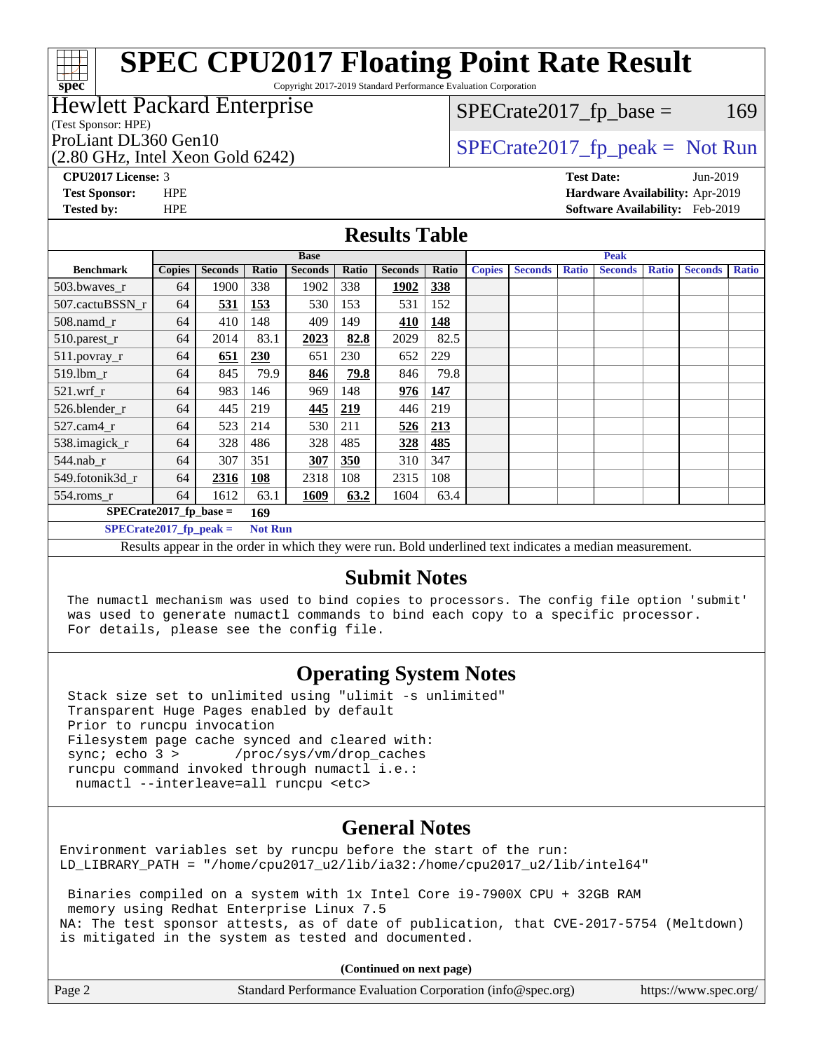# SPEC CPU2017 Floating Point Rate Result

Copyright 2017-2019 Standard Performance Evaluation Corporation

**Hewlett Packard Enterprise**
(Test Sponsor: HPE)
ProLiant DL360 Gen10
(2.80 GHz, Intel Xeon Gold 6242)

SPECrate2017_fp_base = 169

SPECrate2017_fp_peak = Not Run

**CPU2017 License:** 3
**Test Sponsor:** HPE
**Tested by:** HPE

**Test Date:** Jun-2019
**Hardware Availability:** Apr-2019
**Software Availability:** Feb-2019

## Results Table

| | Base | | | | | | | Peak | | | | | | |
|---|---|---|---|---|---|---|---|---|---|---|---|---|---|---|
| **Benchmark** | **Copies** | **Seconds** | **Ratio** | **Seconds** | **Ratio** | **Seconds** | **Ratio** | **Copies** | **Seconds** | **Ratio** | **Seconds** | **Ratio** | **Seconds** | **Ratio** |
| 503.bwaves_r | 64 | 1900 | 338 | 1902 | 338 | **1902** | **338** | | | | | | | |
| 507.cactuBSSN_r | 64 | **531** | **153** | 530 | 153 | 531 | 152 | | | | | | | |
| 508.namd_r | 64 | 410 | 148 | 409 | 149 | **410** | **148** | | | | | | | |
| 510.parest_r | 64 | 2014 | 83.1 | **2023** | **82.8** | 2029 | 82.5 | | | | | | | |
| 511.povray_r | 64 | **651** | **230** | 651 | 230 | 652 | 229 | | | | | | | |
| 519.lbm_r | 64 | 845 | 79.9 | **846** | **79.8** | 846 | 79.8 | | | | | | | |
| 521.wrf_r | 64 | 983 | 146 | 969 | 148 | **976** | **147** | | | | | | | |
| 526.blender_r | 64 | 445 | 219 | **445** | **219** | 446 | 219 | | | | | | | |
| 527.cam4_r | 64 | 523 | 214 | 530 | 211 | **526** | **213** | | | | | | | |
| 538.imagick_r | 64 | 328 | 486 | 328 | 485 | **328** | **485** | | | | | | | |
| 544.nab_r | 64 | 307 | 351 | **307** | **350** | 310 | 347 | | | | | | | |
| 549.fotonik3d_r | 64 | **2316** | **108** | 2318 | 108 | 2315 | 108 | | | | | | | |
| 554.roms_r | 64 | 1612 | 63.1 | **1609** | **63.2** | 1604 | 63.4 | | | | | | | |

**SPECrate2017_fp_base = 169**

**SPECrate2017_fp_peak = Not Run**

Results appear in the order in which they were run. Bold underlined text indicates a median measurement.

## Submit Notes

```
The numactl mechanism was used to bind copies to processors. The config file option 'submit'
was used to generate numactl commands to bind each copy to a specific processor.
For details, please see the config file.
```

## Operating System Notes

```
Stack size set to unlimited using "ulimit -s unlimited"
Transparent Huge Pages enabled by default
Prior to runcpu invocation
Filesystem page cache synced and cleared with:
sync; echo 3 >       /proc/sys/vm/drop_caches
runcpu command invoked through numactl i.e.:
 numactl --interleave=all runcpu <etc>
```

## General Notes

```
Environment variables set by runcpu before the start of the run:
LD_LIBRARY_PATH = "/home/cpu2017_u2/lib/ia32:/home/cpu2017_u2/lib/intel64"

 Binaries compiled on a system with 1x Intel Core i9-7900X CPU + 32GB RAM
 memory using Redhat Enterprise Linux 7.5
NA: The test sponsor attests, as of date of publication, that CVE-2017-5754 (Meltdown)
is mitigated in the system as tested and documented.
```

**(Continued on next page)**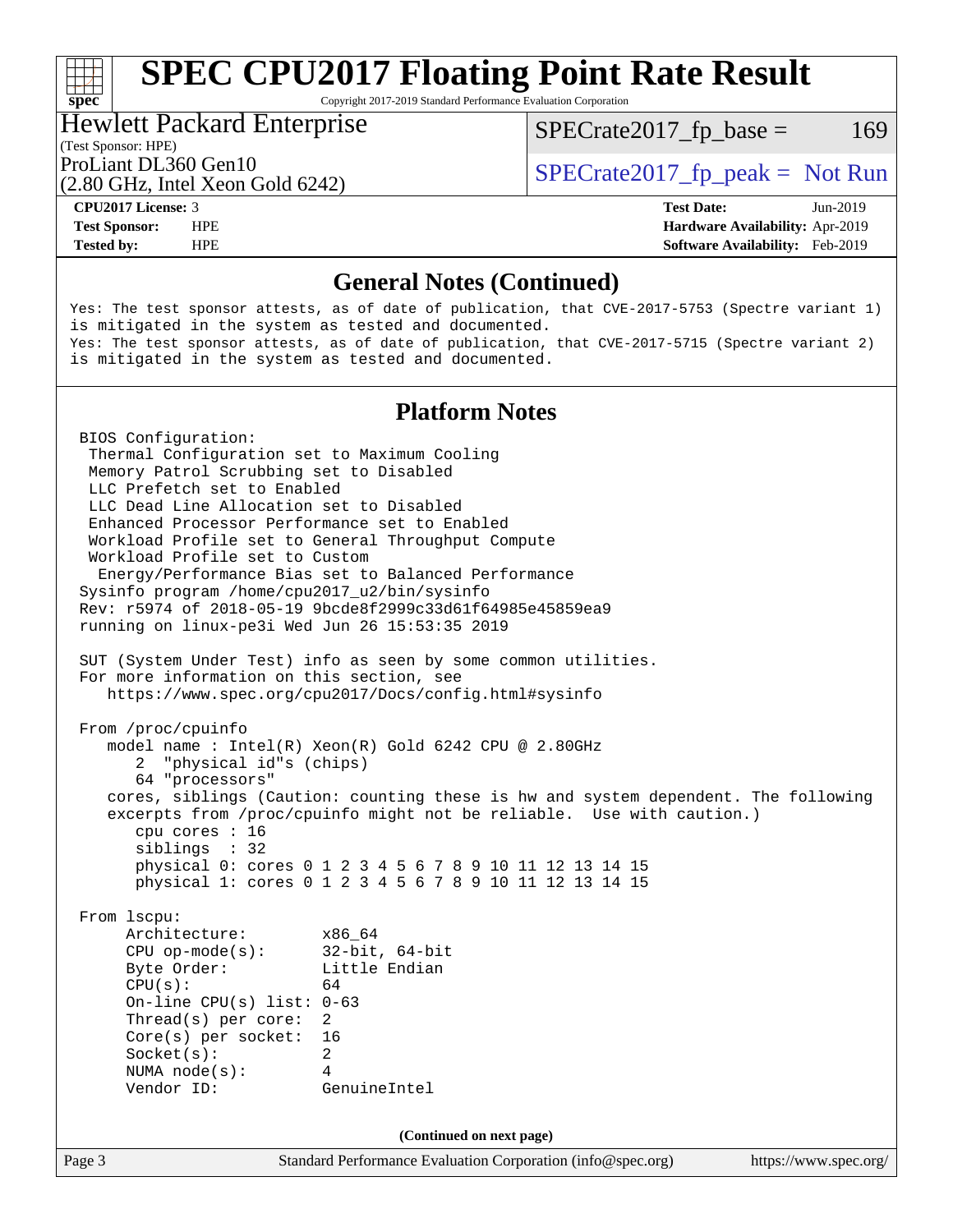## General Notes (Continued)

```
Yes: The test sponsor attests, as of date of publication, that CVE-2017-5753 (Spectre variant 1)
is mitigated in the system as tested and documented.
Yes: The test sponsor attests, as of date of publication, that CVE-2017-5715 (Spectre variant 2)
is mitigated in the system as tested and documented.
```

## Platform Notes

```
BIOS Configuration:
 Thermal Configuration set to Maximum Cooling
 Memory Patrol Scrubbing set to Disabled
 LLC Prefetch set to Enabled
 LLC Dead Line Allocation set to Disabled
 Enhanced Processor Performance set to Enabled
 Workload Profile set to General Throughput Compute
 Workload Profile set to Custom
  Energy/Performance Bias set to Balanced Performance
Sysinfo program /home/cpu2017_u2/bin/sysinfo
Rev: r5974 of 2018-05-19 9bcde8f2999c33d61f64985e45859ea9
running on linux-pe3i Wed Jun 26 15:53:35 2019

SUT (System Under Test) info as seen by some common utilities.
For more information on this section, see
   https://www.spec.org/cpu2017/Docs/config.html#sysinfo

From /proc/cpuinfo
   model name : Intel(R) Xeon(R) Gold 6242 CPU @ 2.80GHz
      2  "physical id"s (chips)
      64 "processors"
   cores, siblings (Caution: counting these is hw and system dependent. The following
   excerpts from /proc/cpuinfo might not be reliable.  Use with caution.)
      cpu cores : 16
      siblings  : 32
      physical 0: cores 0 1 2 3 4 5 6 7 8 9 10 11 12 13 14 15
      physical 1: cores 0 1 2 3 4 5 6 7 8 9 10 11 12 13 14 15

From lscpu:
     Architecture:        x86_64
     CPU op-mode(s):      32-bit, 64-bit
     Byte Order:          Little Endian
     CPU(s):              64
     On-line CPU(s) list: 0-63
     Thread(s) per core:  2
     Core(s) per socket:  16
     Socket(s):           2
     NUMA node(s):        4
     Vendor ID:           GenuineIntel
```

(Continued on next page)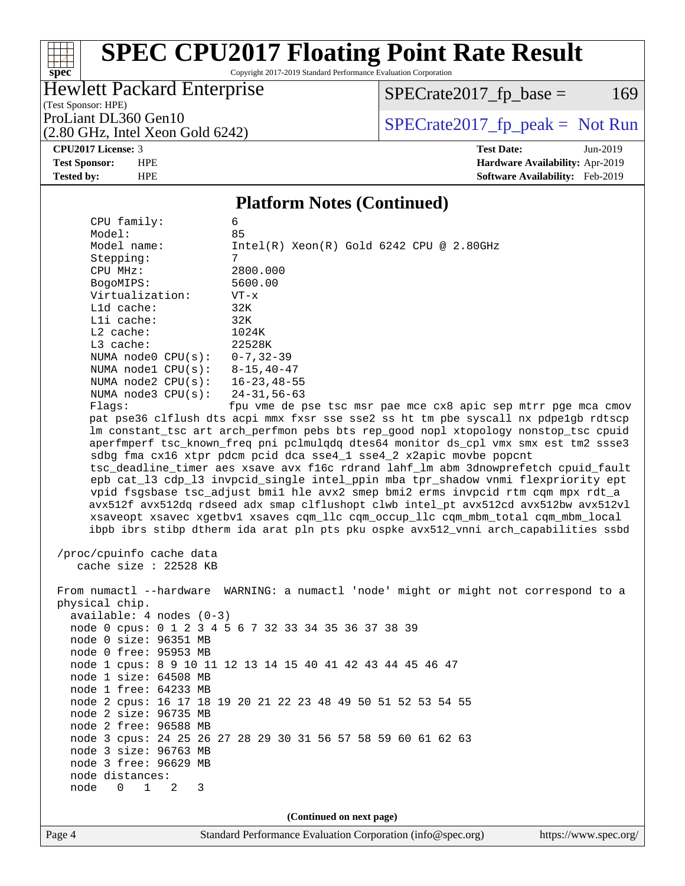## Platform Notes (Continued)

```
     CPU family:          6
     Model:               85
     Model name:          Intel(R) Xeon(R) Gold 6242 CPU @ 2.80GHz
     Stepping:            7
     CPU MHz:             2800.000
     BogoMIPS:            5600.00
     Virtualization:      VT-x
     L1d cache:           32K
     L1i cache:           32K
     L2 cache:            1024K
     L3 cache:            22528K
     NUMA node0 CPU(s):   0-7,32-39
     NUMA node1 CPU(s):   8-15,40-47
     NUMA node2 CPU(s):   16-23,48-55
     NUMA node3 CPU(s):   24-31,56-63
     Flags:               fpu vme de pse tsc msr pae mce cx8 apic sep mtrr pge mca cmov
     pat pse36 clflush dts acpi mmx fxsr sse sse2 ss ht tm pbe syscall nx pdpe1gb rdtscp
     lm constant_tsc art arch_perfmon pebs bts rep_good nopl xtopology nonstop_tsc cpuid
     aperfmperf tsc_known_freq pni pclmulqdq dtes64 monitor ds_cpl vmx smx est tm2 ssse3
     sdbg fma cx16 xtpr pdcm pcid dca sse4_1 sse4_2 x2apic movbe popcnt
     tsc_deadline_timer aes xsave avx f16c rdrand lahf_lm abm 3dnowprefetch cpuid_fault
     epb cat_l3 cdp_l3 invpcid_single intel_ppin mba tpr_shadow vnmi flexpriority ept
     vpid fsgsbase tsc_adjust bmi1 hle avx2 smep bmi2 erms invpcid rtm cqm mpx rdt_a
     avx512f avx512dq rdseed adx smap clflushopt clwb intel_pt avx512cd avx512bw avx512vl
     xsaveopt xsavec xgetbv1 xsaves cqm_llc cqm_occup_llc cqm_mbm_total cqm_mbm_local
     ibpb ibrs stibp dtherm ida arat pln pts pku ospke avx512_vnni arch_capabilities ssbd

 /proc/cpuinfo cache data
    cache size : 22528 KB

 From numactl --hardware  WARNING: a numactl 'node' might or might not correspond to a
 physical chip.
   available: 4 nodes (0-3)
   node 0 cpus: 0 1 2 3 4 5 6 7 32 33 34 35 36 37 38 39
   node 0 size: 96351 MB
   node 0 free: 95953 MB
   node 1 cpus: 8 9 10 11 12 13 14 15 40 41 42 43 44 45 46 47
   node 1 size: 64508 MB
   node 1 free: 64233 MB
   node 2 cpus: 16 17 18 19 20 21 22 23 48 49 50 51 52 53 54 55
   node 2 size: 96735 MB
   node 2 free: 96588 MB
   node 3 cpus: 24 25 26 27 28 29 30 31 56 57 58 59 60 61 62 63
   node 3 size: 96763 MB
   node 3 free: 96629 MB
   node distances:
   node   0   1   2   3
```

(Continued on next page)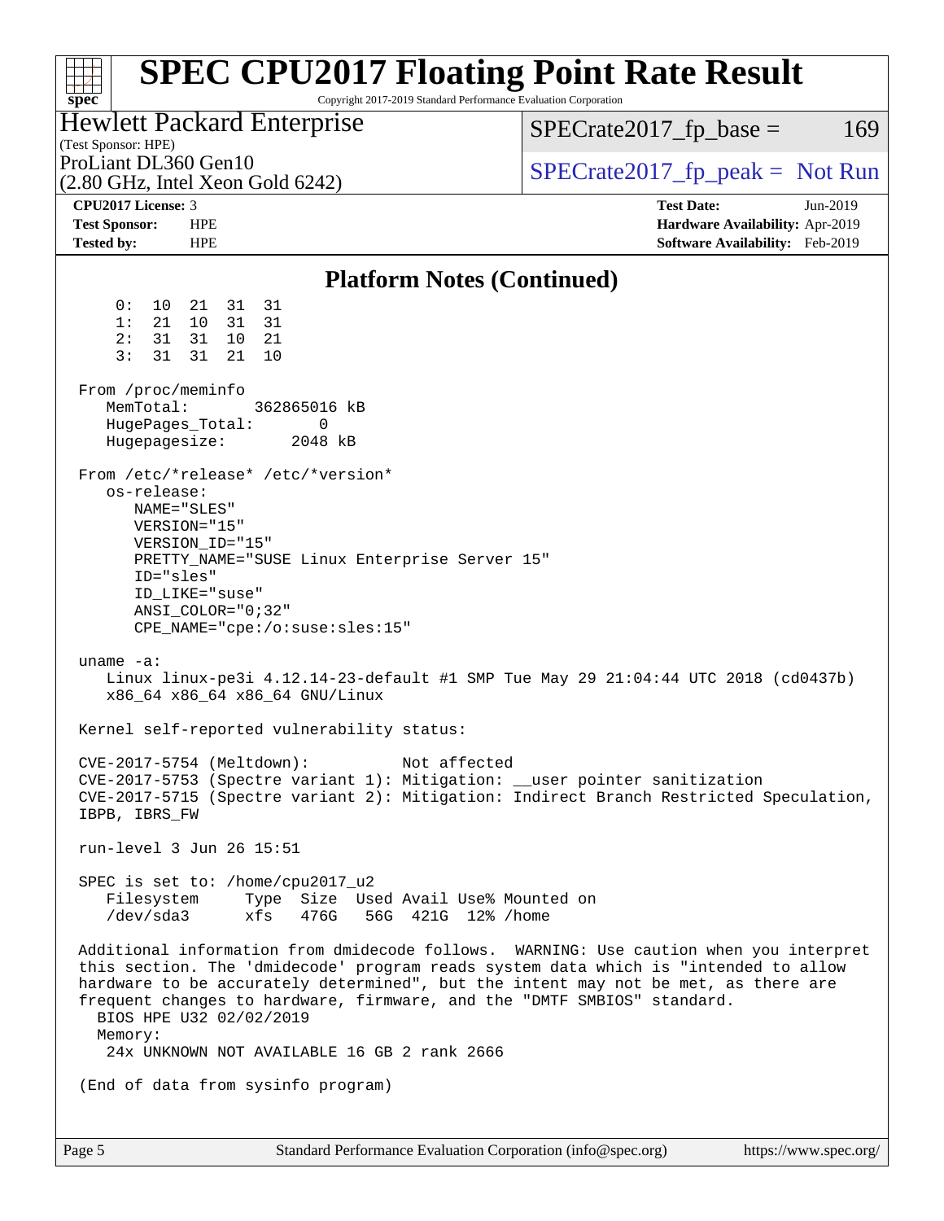## Platform Notes (Continued)

```
     0:  10  21  31  31
     1:  21  10  31  31
     2:  31  31  10  21
     3:  31  31  21  10

 From /proc/meminfo
    MemTotal:       362865016 kB
    HugePages_Total:       0
    Hugepagesize:       2048 kB

 From /etc/*release* /etc/*version*
    os-release:
       NAME="SLES"
       VERSION="15"
       VERSION_ID="15"
       PRETTY_NAME="SUSE Linux Enterprise Server 15"
       ID="sles"
       ID_LIKE="suse"
       ANSI_COLOR="0;32"
       CPE_NAME="cpe:/o:suse:sles:15"

 uname -a:
    Linux linux-pe3i 4.12.14-23-default #1 SMP Tue May 29 21:04:44 UTC 2018 (cd0437b)
    x86_64 x86_64 x86_64 GNU/Linux

 Kernel self-reported vulnerability status:

 CVE-2017-5754 (Meltdown):          Not affected
 CVE-2017-5753 (Spectre variant 1): Mitigation: __user pointer sanitization
 CVE-2017-5715 (Spectre variant 2): Mitigation: Indirect Branch Restricted Speculation,
 IBPB, IBRS_FW

 run-level 3 Jun 26 15:51

 SPEC is set to: /home/cpu2017_u2
    Filesystem     Type  Size  Used Avail Use% Mounted on
    /dev/sda3      xfs   476G   56G  421G  12% /home

 Additional information from dmidecode follows.  WARNING: Use caution when you interpret
 this section. The 'dmidecode' program reads system data which is "intended to allow
 hardware to be accurately determined", but the intent may not be met, as there are
 frequent changes to hardware, firmware, and the "DMTF SMBIOS" standard.
   BIOS HPE U32 02/02/2019
   Memory:
    24x UNKNOWN NOT AVAILABLE 16 GB 2 rank 2666

 (End of data from sysinfo program)
```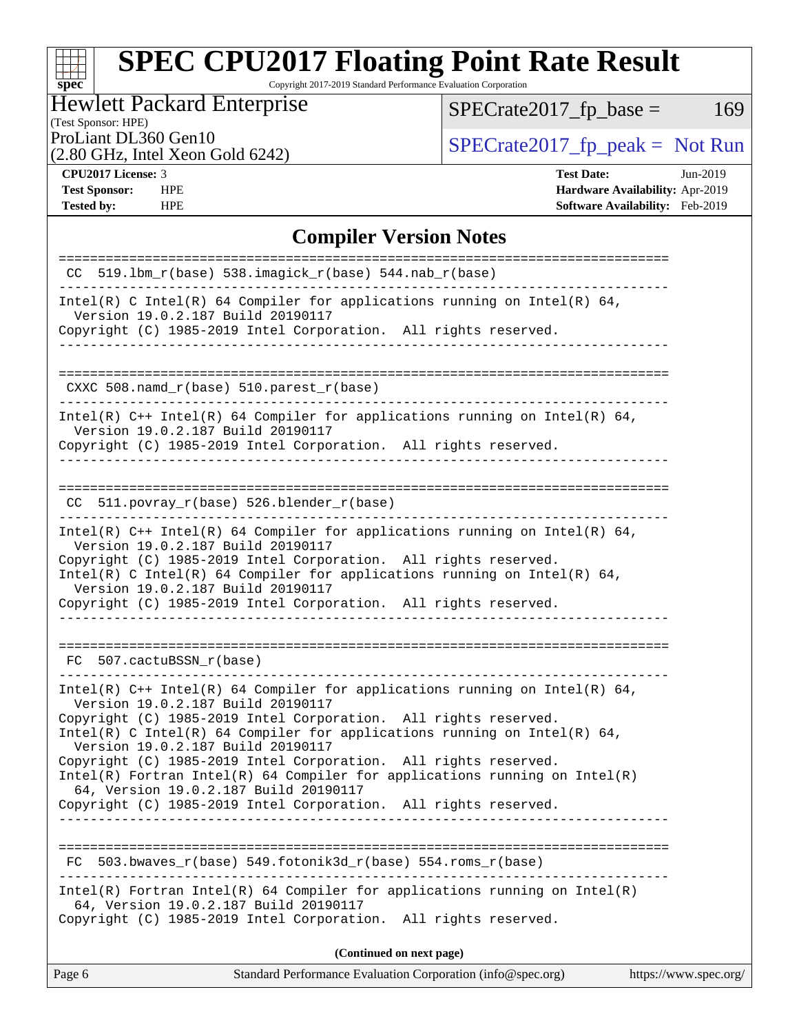# SPEC CPU2017 Floating Point Rate Result

Copyright 2017-2019 Standard Performance Evaluation Corporation

**Hewlett Packard Enterprise**
(Test Sponsor: HPE)
ProLiant DL360 Gen10
(2.80 GHz, Intel Xeon Gold 6242)

SPECrate2017_fp_base = 169

SPECrate2017_fp_peak = Not Run

| | | | |
|---|---|---|---|
| **CPU2017 License:** | 3 | **Test Date:** | Jun-2019 |
| **Test Sponsor:** | HPE | **Hardware Availability:** | Apr-2019 |
| **Tested by:** | HPE | **Software Availability:** | Feb-2019 |

## Compiler Version Notes

```
==============================================================================
 CC  519.lbm_r(base) 538.imagick_r(base) 544.nab_r(base)
------------------------------------------------------------------------------
Intel(R) C Intel(R) 64 Compiler for applications running on Intel(R) 64,
  Version 19.0.2.187 Build 20190117
Copyright (C) 1985-2019 Intel Corporation.  All rights reserved.
------------------------------------------------------------------------------

==============================================================================
 CXXC 508.namd_r(base) 510.parest_r(base)
------------------------------------------------------------------------------
Intel(R) C++ Intel(R) 64 Compiler for applications running on Intel(R) 64,
  Version 19.0.2.187 Build 20190117
Copyright (C) 1985-2019 Intel Corporation.  All rights reserved.
------------------------------------------------------------------------------

==============================================================================
 CC  511.povray_r(base) 526.blender_r(base)
------------------------------------------------------------------------------
Intel(R) C++ Intel(R) 64 Compiler for applications running on Intel(R) 64,
  Version 19.0.2.187 Build 20190117
Copyright (C) 1985-2019 Intel Corporation.  All rights reserved.
Intel(R) C Intel(R) 64 Compiler for applications running on Intel(R) 64,
  Version 19.0.2.187 Build 20190117
Copyright (C) 1985-2019 Intel Corporation.  All rights reserved.
------------------------------------------------------------------------------

==============================================================================
 FC  507.cactuBSSN_r(base)
------------------------------------------------------------------------------
Intel(R) C++ Intel(R) 64 Compiler for applications running on Intel(R) 64,
  Version 19.0.2.187 Build 20190117
Copyright (C) 1985-2019 Intel Corporation.  All rights reserved.
Intel(R) C Intel(R) 64 Compiler for applications running on Intel(R) 64,
  Version 19.0.2.187 Build 20190117
Copyright (C) 1985-2019 Intel Corporation.  All rights reserved.
Intel(R) Fortran Intel(R) 64 Compiler for applications running on Intel(R)
  64, Version 19.0.2.187 Build 20190117
Copyright (C) 1985-2019 Intel Corporation.  All rights reserved.
------------------------------------------------------------------------------

==============================================================================
 FC  503.bwaves_r(base) 549.fotonik3d_r(base) 554.roms_r(base)
------------------------------------------------------------------------------
Intel(R) Fortran Intel(R) 64 Compiler for applications running on Intel(R)
  64, Version 19.0.2.187 Build 20190117
Copyright (C) 1985-2019 Intel Corporation.  All rights reserved.
```

**(Continued on next page)**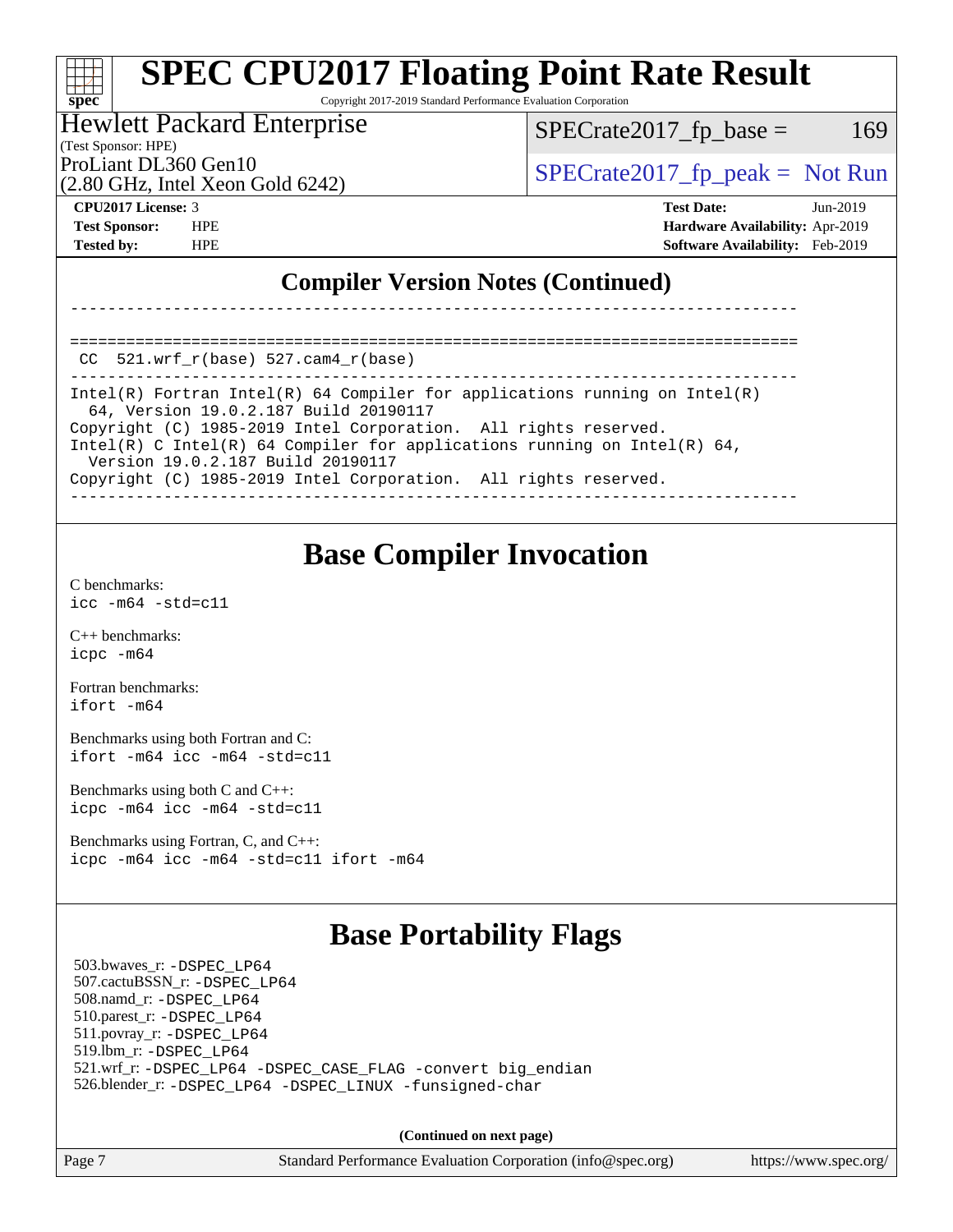## Compiler Version Notes (Continued)

```
------------------------------------------------------------------------------

==============================================================================
 CC  521.wrf_r(base) 527.cam4_r(base)
------------------------------------------------------------------------------
Intel(R) Fortran Intel(R) 64 Compiler for applications running on Intel(R)
  64, Version 19.0.2.187 Build 20190117
Copyright (C) 1985-2019 Intel Corporation.  All rights reserved.
Intel(R) C Intel(R) 64 Compiler for applications running on Intel(R) 64,
  Version 19.0.2.187 Build 20190117
Copyright (C) 1985-2019 Intel Corporation.  All rights reserved.
------------------------------------------------------------------------------
```

## Base Compiler Invocation

C benchmarks:
`icc -m64 -std=c11`

C++ benchmarks:
`icpc -m64`

Fortran benchmarks:
`ifort -m64`

Benchmarks using both Fortran and C:
`ifort -m64 icc -m64 -std=c11`

Benchmarks using both C and C++:
`icpc -m64 icc -m64 -std=c11`

Benchmarks using Fortran, C, and C++:
`icpc -m64 icc -m64 -std=c11 ifort -m64`

## Base Portability Flags

503.bwaves_r: -DSPEC_LP64
507.cactuBSSN_r: -DSPEC_LP64
508.namd_r: -DSPEC_LP64
510.parest_r: -DSPEC_LP64
511.povray_r: -DSPEC_LP64
519.lbm_r: -DSPEC_LP64
521.wrf_r: -DSPEC_LP64 -DSPEC_CASE_FLAG -convert big_endian
526.blender_r: -DSPEC_LP64 -DSPEC_LINUX -funsigned-char

**(Continued on next page)**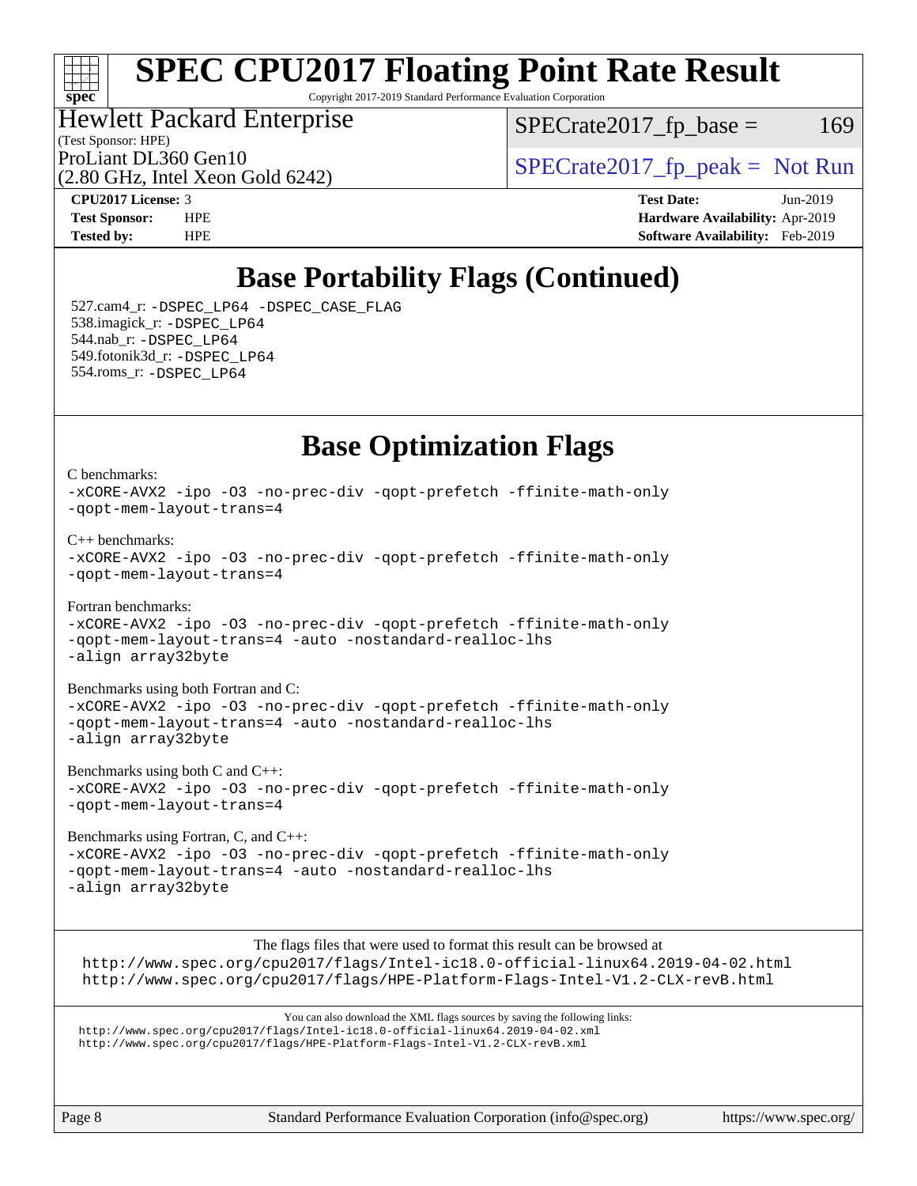# Base Portability Flags (Continued)

527.cam4_r: -DSPEC_LP64 -DSPEC_CASE_FLAG
538.imagick_r: -DSPEC_LP64
544.nab_r: -DSPEC_LP64
549.fotonik3d_r: -DSPEC_LP64
554.roms_r: -DSPEC_LP64

# Base Optimization Flags

C benchmarks:
-xCORE-AVX2 -ipo -O3 -no-prec-div -qopt-prefetch -ffinite-math-only
-qopt-mem-layout-trans=4

C++ benchmarks:
-xCORE-AVX2 -ipo -O3 -no-prec-div -qopt-prefetch -ffinite-math-only
-qopt-mem-layout-trans=4

Fortran benchmarks:
-xCORE-AVX2 -ipo -O3 -no-prec-div -qopt-prefetch -ffinite-math-only
-qopt-mem-layout-trans=4 -auto -nostandard-realloc-lhs
-align array32byte

Benchmarks using both Fortran and C:
-xCORE-AVX2 -ipo -O3 -no-prec-div -qopt-prefetch -ffinite-math-only
-qopt-mem-layout-trans=4 -auto -nostandard-realloc-lhs
-align array32byte

Benchmarks using both C and C++:
-xCORE-AVX2 -ipo -O3 -no-prec-div -qopt-prefetch -ffinite-math-only
-qopt-mem-layout-trans=4

Benchmarks using Fortran, C, and C++:
-xCORE-AVX2 -ipo -O3 -no-prec-div -qopt-prefetch -ffinite-math-only
-qopt-mem-layout-trans=4 -auto -nostandard-realloc-lhs
-align array32byte

The flags files that were used to format this result can be browsed at
http://www.spec.org/cpu2017/flags/Intel-ic18.0-official-linux64.2019-04-02.html
http://www.spec.org/cpu2017/flags/HPE-Platform-Flags-Intel-V1.2-CLX-revB.html

You can also download the XML flags sources by saving the following links:
http://www.spec.org/cpu2017/flags/Intel-ic18.0-official-linux64.2019-04-02.xml
http://www.spec.org/cpu2017/flags/HPE-Platform-Flags-Intel-V1.2-CLX-revB.xml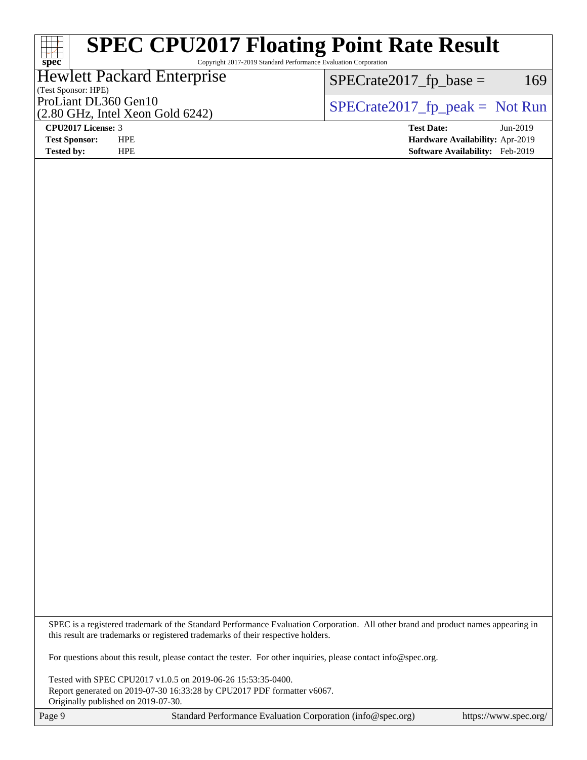SPEC is a registered trademark of the Standard Performance Evaluation Corporation. All other brand and product names appearing in this result are trademarks or registered trademarks of their respective holders.

For questions about this result, please contact the tester. For other inquiries, please contact info@spec.org.

Tested with SPEC CPU2017 v1.0.5 on 2019-06-26 15:53:35-0400.
Report generated on 2019-07-30 16:33:28 by CPU2017 PDF formatter v6067.
Originally published on 2019-07-30.